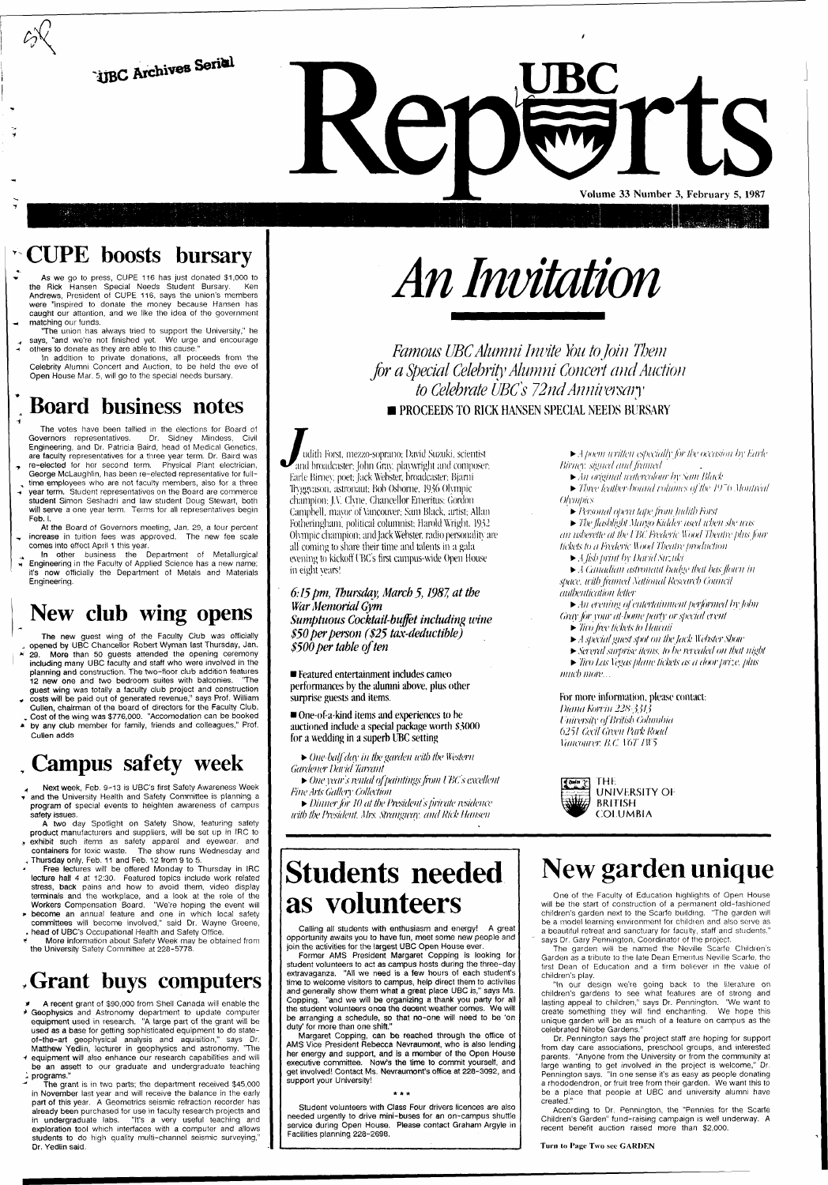UBC Archives Serial

# UBC Reports

Volume 33 Number 3, February 5, 1987

## CUPE boosts bursary

As we go to press, CUPE 116 has just donated $1,000 to the Rick Hansen Special Needs Student Bursary. Ken Andrews, President of CUPE 116, says the union's members were "inspired to donate the money because Hansen has caught our attention, and we like the idea of the government matching our funds.

"The union has always tried to support the University," he says, "and we're not finished yet. We urge and encourage others to donate as they are able to this cause."

In addition to private donations, all proceeds from the Celebrity Alumni Concert and Auction, to be held the eve of Open House Mar. 5, will go to the special needs bursary.

## Board business notes

The votes have been tallied in the elections for Board of Governors representatives. Dr. Sidney Mindess, Civil Engineering, and Dr. Patricia Baird, head of Medical Genetics, are faculty representatives for a three year term. Dr. Baird was re-elected for her second term. Physical Plant electrician, George McLaughlin, has been re-elected representative for full-time employees who are not faculty members, also for a three year term. Student representatives on the Board are commerce student Simon Seshadri and law student Doug Stewart, both will serve a one year term. Terms for all representatives begin Feb. 1.

At the Board of Governors meeting, Jan. 29, a four percent increase in tuition fees was approved. The new fee scale comes into effect April 1 this year.

In other business the Department of Metallurgical Engineering in the Faculty of Applied Science has a new name; it's now officially the Department of Metals and Materials Engineering.

## New club wing opens

The new guest wing of the Faculty Club was officially opened by UBC Chancellor Robert Wyman last Thursday, Jan. 29. More than 50 guests attended the opening ceremony including many UBC faculty and staff who were involved in the planning and construction. The two-floor club addition features 12 new one and two bedroom suites with balconies. "The guest wing was totally a faculty club project and construction costs will be paid out of generated revenue," says Prof. William Cullen, chairman of the board of directors for the Faculty Club. Cost of the wing was $776,000. "Accomodation can be booked by any club member for family, friends and colleagues," Prof. Cullen adds

## Campus safety week

Next week, Feb. 9-13 is UBC's first Safety Awareness Week and the University Health and Safety Committee is planning a program of special events to heighten awareness of campus safety issues.

A two day Spotlight on Safety Show, featuring safety product manufacturers and suppliers, will be set up in IRC to exhibit such items as safety apparel and eyewear, and containers for toxic waste. The show runs Wednesday and Thursday only, Feb. 11 and Feb. 12 from 9 to 5.

Free lectures will be offered Monday to Thursday in IRC lecture hall 4 at 12:30. Featured topics include work related stress, back pains and how to avoid them, video display terminals and the workplace, and a look at the role of the Workers Compensation Board. "We're hoping the event will become an annual feature and one in which local safety committees will become involved," said Dr. Wayne Greene, head of UBC's Occupational Health and Safety Office.

More information about Safety Week may be obtained from the University Safety Committee at 228-5778.

## Grant buys computers

A recent grant of $90,000 from Shell Canada will enable the Geophysics and Astronomy department to update computer equipment used in research. "A large part of the grant will be used as a base for getting sophisticated equipment to do state-of-the-art geophysical analysis and aquisition," says Dr. Matthew Yedlin, lecturer in geophysics and astronomy. "The equipment will also enhance our research capabilities and will be an asset to our graduate and undergraduate teaching programs."

The grant is in two parts; the department received $45,000 in November last year and will receive the balance in the early part of this year. A Geometrics seismic refraction recorder has already been purchased for use in faculty research projects and in undergraduate labs. "It's a very useful teaching and exploration tool which interfaces with a computer and allows students to do high quality multi-channel seismic surveying," Dr. Yedlin said.

# An Invitation

*Famous UBC Alumni Invite You to Join Them for a Special Celebrity Alumni Concert and Auction to Celebrate UBC's 72nd Anniversary*

■ PROCEEDS TO RICK HANSEN SPECIAL NEEDS BURSARY

Judith Forst, mezzo-soprano; David Suzuki, scientist and broadcaster; John Gray, playwright and composer; Earle Birney, poet; Jack Webster, broadcaster; Bjarni Tryggvason, astronaut; Bob Osborne, 1936 Olympic champion; J.V. Clyne, Chancellor Emeritus; Gordon Campbell, mayor of Vancouver; Sam Black, artist; Allan Fotheringham, political columnist; Harold Wright, 1932 Olympic champion; and Jack Webster, radio personality are all coming to share their time and talents in a gala evening to kickoff UBC's first campus-wide Open House in eight years!

***6:15 pm, Thursday, March 5, 1987, at the War Memorial Gym***
***Sumptuous Cocktail-buffet including wine***
***$50 per person ($25 tax-deductible)***
***$500 per table of ten***

■ Featured entertainment includes cameo performances by the alumni above, plus other surprise guests and items.

■ One-of-a-kind items and experiences to be auctioned include a special package worth $3000 for a wedding in a superb UBC setting

- *One-half day in the garden with the Western Gardener David Tarrant*
- *One year's rental of paintings from UBC's excellent Fine Arts Gallery Collection*
- *Dinner for 10 at the President's private residence with the President, Mrs. Strangway, and Rick Hansen*
- *A poem written especially for the occasion by Earle Birney, signed and framed*
- *An original watercolour by Sam Black*
- *Three leather-bound volumes of the 1976 Montreal Olympics*
- *Personal opera tape from Judith Forst*
- *The flashlight Margo Kidder used when she was an usherette at the UBC Frederic Wood Theatre plus four tickets to a Frederic Wood Theatre production*
- *A fish print by David Suzuki*
- *A Canadian astronaut badge that has flown in space, with framed National Research Council authentication letter*
- *An evening of entertainment performed by John Gray for your at-home party or special event*
- *Two free tickets to Hawaii*
- *A special guest spot on the Jack Webster Show*
- *Several surprise items, to be revealed on that night*
- *Two Las Vegas plane tickets as a door prize, plus much more...*

For more information, please contact:
*Diana Kornu 228-3313*
*University of British Columbia*
*6251 Cecil Green Park Road*
*Vancouver, B.C. V6T 1W5*

THE UNIVERSITY OF BRITISH COLUMBIA

## Students needed as volunteers

Calling all students with enthusiasm and energy! A great opportunity awaits you to have fun, meet some new people and join the activities for the largest UBC Open House ever.

Former AMS President Margaret Copping is looking for student volunteers to act as campus hosts during the three-day extravaganza. "All we need is a few hours of each student's time to welcome visitors to campus, help direct them to activites and generally show them what a great place UBC is," says Ms. Copping. "and we will be organizing a thank you party for all the student volunteers once the decent weather comes. We will be arranging a schedule, so that no-one will need to be 'on duty' for more than one shift."

Margaret Copping, can be reached through the office of AMS Vice President Rebecca Nevraumont, who is also lending her energy and support, and is a member of the Open House executive committee. Now's the time to commit yourself, and get involved! Contact Ms. Nevraumont's office at 228-3092, and support your University!

\*\*\*

Student volunteers with Class Four drivers licences are also needed urgently to drive mini-buses for an on-campus shuttle service during Open House. Please contact Graham Argyle in Facilities planning 228-2698.

## New garden unique

One of the Faculty of Education highlights of Open House will be the start of construction of a permanent old-fashioned children's garden next to the Scarfe building. "The garden will be a model learning environment for children and also serve as a beautiful retreat and sanctuary for faculty, staff and students," says Dr. Gary Pennington, Coordinator of the project.

The garden will be named the Neville Scarfe Children's Garden as a tribute to the late Dean Emeritus Neville Scarfe, the first Dean of Education and a firm believer in the value of children's play.

"In our design we're going back to the literature on children's gardens to see what features are of strong and lasting appeal to children," says Dr. Pennington. "We want to create something they will find enchanting. We hope this unique garden will be as much of a feature on campus as the celebrated Nitobe Gardens."

Dr. Pennington says the project staff are hoping for support from day care associations, preschool groups, and interested parents. "Anyone from the University or from the community at large wanting to get involved in the project is welcome," Dr. Pennington says. "In one sense it's as easy as people donating a rhododendron, or fruit tree from their garden. We want this to be a place that people at UBC and university alumni have created."

According to Dr. Pennington, the "Pennies for the Scarfe Children's Garden" fund-raising campaign is well underway. A recent benefit auction raised more than $2,000.

**Turn to Page Two see GARDEN**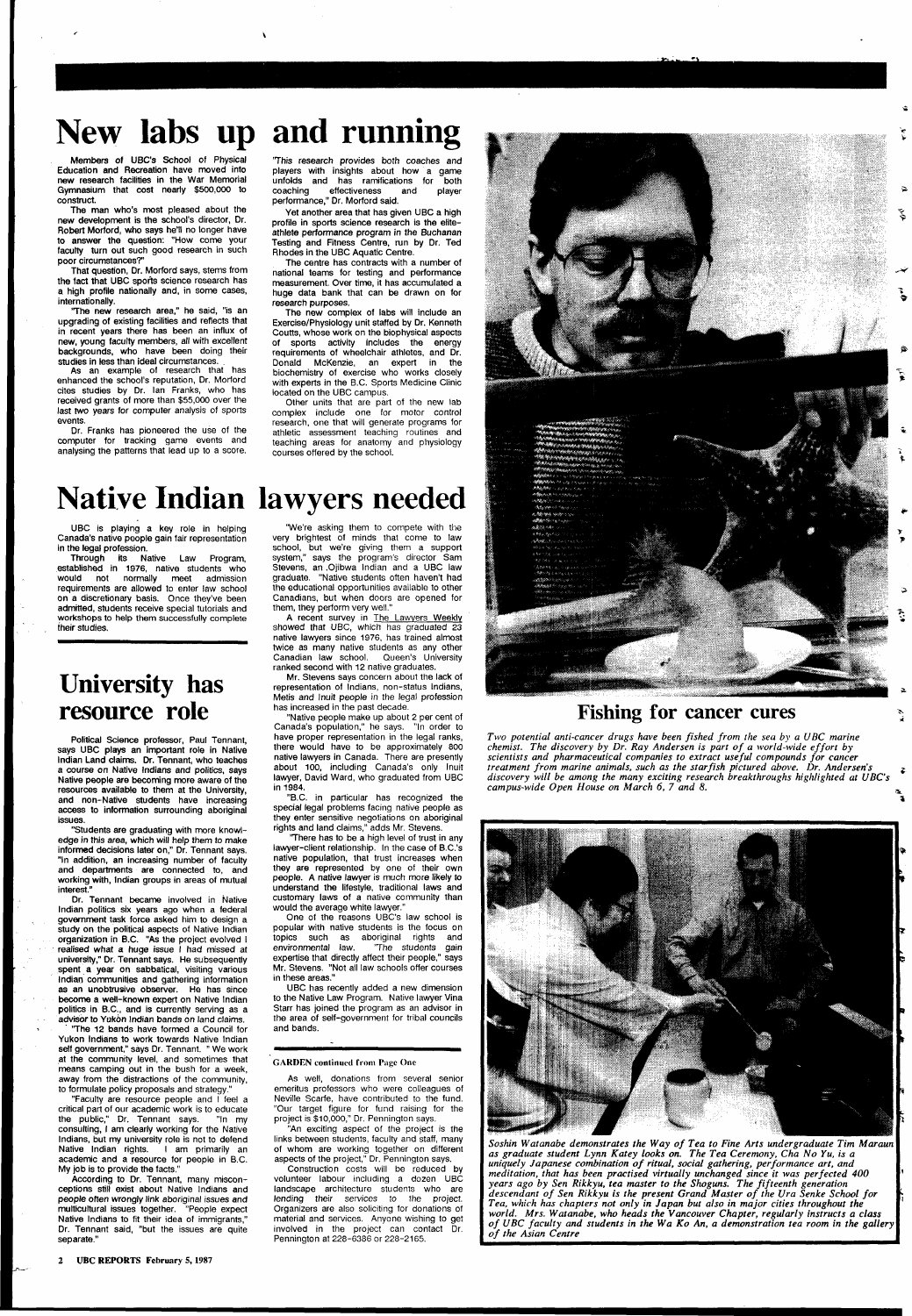# New labs up and running

Members of UBC's School of Physical Education and Recreation have moved into new research facilities in the War Memorial Gymnasium that cost nearly $500,000 to construct.

The man who's most pleased about the new development is the school's director, Dr. Robert Morford, who says he'll no longer have to answer the question: "How come your faculty turn out such good research in such poor circumstances?"

That question, Dr. Morford says, stems from the fact that UBC sports science research has a high profile nationally and, in some cases, internationally.

"The new research area," he said, "is an upgrading of existing facilities and reflects that in recent years there has been an influx of new, young faculty members, all with excellent backgrounds, who have been doing their studies in less than ideal circumstances.

As an example of research that has enhanced the school's reputation, Dr. Morford cites studies by Dr. Ian Franks, who has received grants of more than $55,000 over the last two years for computer analysis of sports events.

Dr. Franks has pioneered the use of the computer for tracking game events and analysing the patterns that lead up to a score.

"This research provides both coaches and players with insights about how a game unfolds and has ramifications for both coaching effectiveness and player performance," Dr. Morford said.

Yet another area that has given UBC a high profile in sports science research is the elite-athlete performance program in the Buchanan Testing and Fitness Centre, run by Dr. Ted Rhodes in the UBC Aquatic Centre.

The centre has contracts with a number of national teams for testing and performance measurement. Over time, it has accumulated a huge data bank that can be drawn on for research purposes.

The new complex of labs will include an Exercise/Physiology unit staffed by Dr. Kenneth Coutts, whose work on the biophysical aspects of sports activity includes the energy requirements of wheelchair athletes, and Dr. Donald McKenzie, an expert in the biochemistry of exercise who works closely with experts in the B.C. Sports Medicine Clinic located on the UBC campus.

Other units that are part of the new lab complex include one for motor control research, one that will generate programs for athletic assessment teaching routines and teaching areas for anatomy and physiology courses offered by the school.

# Native Indian lawyers needed

UBC is playing a key role in helping Canada's native people gain fair representation in the legal profession.

Through its Native Law Program, established in 1976, native students who would not normally meet admission requirements are allowed to enter law school on a discretionary basis. Once they've been admitted, students receive special tutorials and workshops to help them successfully complete their studies.

"We're asking them to compete with the very brightest of minds that come to law school, but we're giving them a support system," says the program's director Sam Stevens, an Ojibwa Indian and a UBC law graduate. "Native students often haven't had the educational opportunities available to other Canadians, but when doors are opened for them, they perform very well."

A recent survey in The Lawyers Weekly showed that UBC, which has graduated 23 native lawyers since 1976, has trained almost twice as many native students as any other Canadian law school. Queen's University ranked second with 12 native graduates.

Mr. Stevens says concern about the lack of representation of Indians, non-status Indians, Metis and Inuit people in the legal profession has increased in the past decade.

"Native people make up about 2 per cent of Canada's population," he says. "In order to have proper representation in the legal ranks, there would have to be approximately 800 native lawyers in Canada. There are presently about 100, including Canada's only Inuit lawyer, David Ward, who graduated from UBC in 1984.

"B.C. in particular has recognized the special legal problems facing native people as they enter sensitive negotiations on aboriginal rights and land claims," adds Mr. Stevens.

"There has to be a high level of trust in any lawyer-client relationship. In the case of B.C.'s native population, that trust increases when they are represented by one of their own people. A native lawyer is much more likely to understand the lifestyle, traditional laws and customary laws of a native community than would the average white lawyer."

One of the reasons UBC's law school is popular with native students is the focus on topics such as aboriginal rights and environmental law. "The students gain expertise that directly affect their people," says Mr. Stevens. "Not all law schools offer courses in these areas."

UBC has recently added a new dimension to the Native Law Program. Native lawyer Vina Starr has joined the program as an advisor in the area of self-government for tribal councils and bands.

## University has resource role

Political Science professor, Paul Tennant, says UBC plays an important role in Native Indian Land claims. Dr. Tennant, who teaches a course on Native Indians and politics, says Native people are becoming more aware of the resources available to them at the University, and non-Native students have increasing access to information surrounding aboriginal issues.

"Students are graduating with more knowledge in this area, which will help them to make informed decisions later on," Dr. Tennant says. "In addition, an increasing number of faculty and departments are connected to, and working with, Indian groups in areas of mutual interest."

Dr. Tennant became involved in Native Indian politics six years ago when a federal government task force asked him to design a study on the political aspects of Native Indian organization in B.C. "As the project evolved I realised what a huge issue I had missed at university," Dr. Tennant says. He subsequently spent a year on sabbatical, visiting various Indian communities and gathering information as an unobtrusive observer. He has since become a well-known expert on Native Indian politics in B.C., and is currently serving as a advisor to Yukon Indian bands on land claims.

"The 12 bands have formed a Council for Yukon Indians to work towards Native Indian self government," says Dr. Tennant. " We work at the community level, and sometimes that means camping out in the bush for a week, away from the distractions of the community, to formulate policy proposals and strategy."

"Faculty are resource people and I feel a critical part of our academic work is to educate the public," Dr. Tennant says. "In my consulting, I am clearly working for the Native Indians, but my university role is not to defend Native Indian rights. I am primarily an academic and a resource for people in B.C. My job is to provide the facts."

According to Dr. Tennant, many misconceptions still exist about Native Indians and people often wrongly link aboriginal issues and multicultural issues together. "People expect Native Indians to fit their idea of immigrants," Dr. Tennant said, "but the issues are quite separate."

**GARDEN continued from Page One**

As well, donations from several senior emeritus professors who were colleagues of Neville Scarfe, have contributed to the fund. "Our target figure for fund raising for the project is $10,000," Dr. Pennington says.

"An exciting aspect of the project is the links between students, faculty and staff, many of whom are working together on different aspects of the project," Dr. Pennington says.

Construction costs will be reduced by volunteer labour including a dozen UBC landscape architecture students who are lending their services to the project. Organizers are also soliciting for donations of material and services. Anyone wishing to get involved in the project can contact Dr. Pennington at 228-6386 or 228-2165.

## Fishing for cancer cures

*Two potential anti-cancer drugs have been fished from the sea by a UBC marine chemist. The discovery by Dr. Ray Andersen is part of a world-wide effort by scientists and pharmaceutical companies to extract useful compounds for cancer treatment from marine animals, such as the starfish pictured above. Dr. Andersen's discovery will be among the many exciting research breakthroughs highlighted at UBC's campus-wide Open House on March 6, 7 and 8.*

*Soshin Watanabe demonstrates the Way of Tea to Fine Arts undergraduate Tim Maraun as graduate student Lynn Katey looks on. The Tea Ceremony, Cha No Yu, is a uniquely Japanese combination of ritual, social gathering, performance art, and meditation, that has been practised virtually unchanged since it was perfected 400 years ago by Sen Rikkyu, tea master to the Shoguns. The fifteenth generation descendant of Sen Rikkyu is the present Grand Master of the Ura Senke School for Tea, which has chapters not only in Japan but also in major cities throughout the world. Mrs. Watanabe, who heads the Vancouver Chapter, regularly instructs a class of UBC faculty and students in the Wa Ko An, a demonstration tea room in the gallery of the Asian Centre*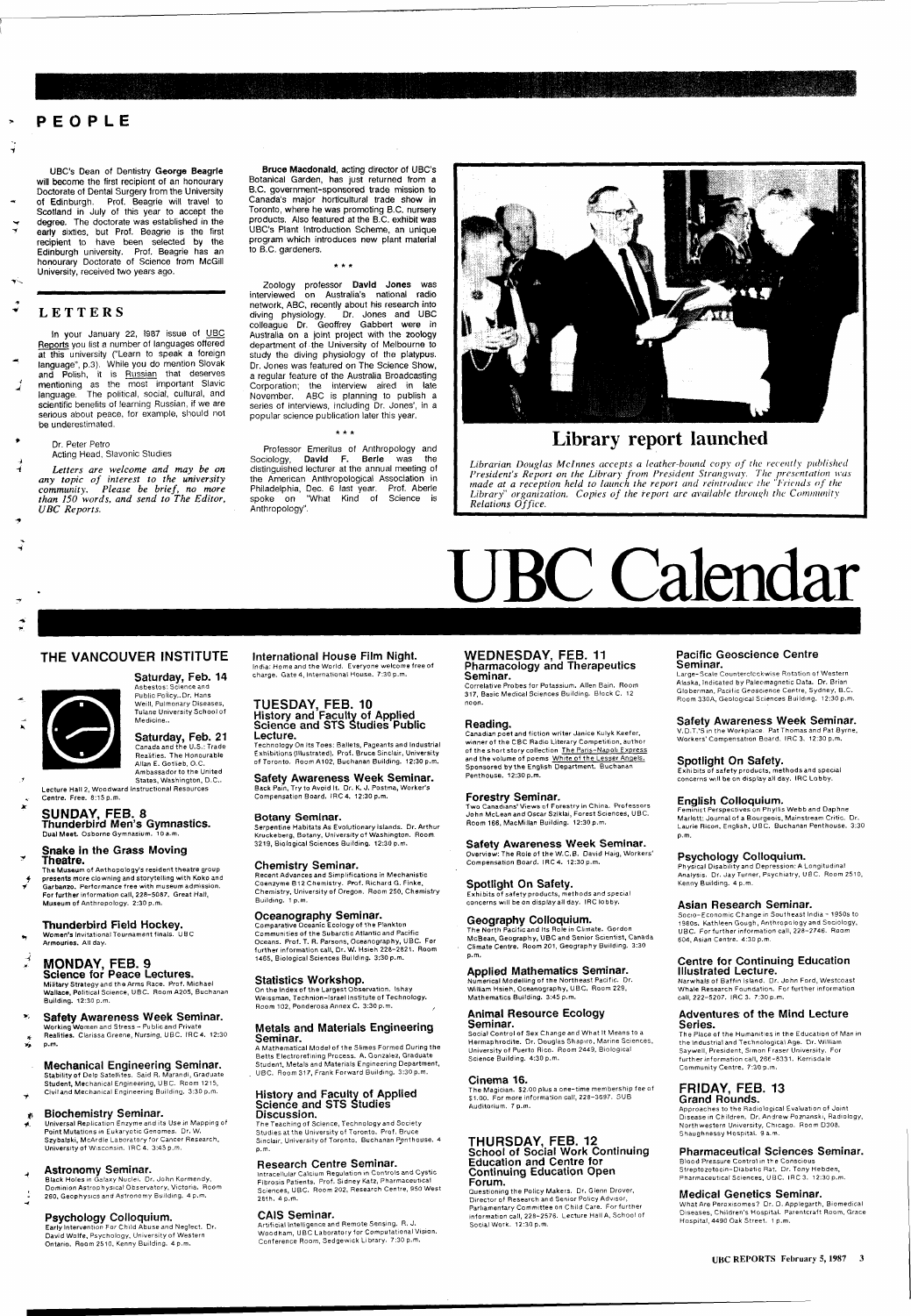# PEOPLE

UBC's Dean of Dentistry **George Beagrie** will become the first recipient of an honourary Doctorate of Dental Surgery from the University of Edinburgh. Prof. Beagrie will travel to Scotland in July of this year to accept the degree. The doctorate was established in the early sixties, but Prof. Beagrie is the first recipient to have been selected by the Edinburgh university. Prof. Beagrie has an honourary Doctorate of Science from McGill University, received two years ago.

# LETTERS

In your January 22, 1987 issue of UBC Reports you list a number of languages offered at this university ("Learn to speak a foreign language", p.3). While you do mention Slovak and Polish, it is Russian that deserves mentioning as the most important Slavic language. The political, social, cultural, and scientific benefits of learning Russian, if we are serious about peace, for example, should not be underestimated.

Dr. Peter Petro
Acting Head, Slavonic Studies

*Letters are welcome and may be on any topic of interest to the university community. Please be brief, no more than 150 words, and send to The Editor, UBC Reports.*

**Bruce Macdonald**, acting director of UBC's Botanical Garden, has just returned from a B.C. government-sponsored trade mission to Canada's major horticultural trade show in Toronto, where he was promoting B.C. nursery products. Also featured at the B.C. exhibit was UBC's Plant Introduction Scheme, an unique program which introduces new plant material to B.C. gardeners.

\* \* \*

Zoology professor **David Jones** was interviewed on Australia's national radio network, ABC, recently about his research into diving physiology. Dr. Jones and UBC colleague Dr. Geoffrey Gabbert were in Australia on a joint project with the zoology department of the University of Melbourne to study the diving physiology of the platypus. Dr. Jones was featured on The Science Show, a regular feature of the Australia Broadcasting Corporation; the interview aired in late November. ABC is planning to publish a series of interviews, including Dr. Jones', in a popular science publication later this year.

\* \* \*

Professor Emeritus of Anthropology and Sociology, **David F. Aberle** was the distinguished lecturer at the annual meeting of the American Anthropological Association in Philadelphia, Dec. 6 last year. Prof. Aberle spoke on "What Kind of Science is Anthropology".

## Library report launched

*Librarian Douglas McInnes accepts a leather-bound copy of the recently published President's Report on the Library from President Strangway. The presentation was made at a reception held to launch the report and reintroduce the "Friends of the Library" organization. Copies of the report are available through the Community Relations Office.*

# UBC Calendar

## THE VANCOUVER INSTITUTE

**Saturday, Feb. 14**
Asbestos: Science and Public Policy. Dr. Hans Weill, Pulmonary Diseases, Tulane University School of Medicine.

**Saturday, Feb. 21**
Canada and the U.S.: Trade Realities. The Honourable Allan E. Gotlieb, O.C. Ambassador to the United States, Washington, D.C.

Lecture Hall 2, Woodward Instructional Resources Centre. Free. 8:15 p.m.

## SUNDAY, FEB. 8

### Thunderbird Men's Gymnastics.
Dual Meet. Osborne Gymnasium. 10 a.m.

### Snake in the Grass Moving Theatre.
The Museum of Anthropology's resident theatre group presents more clowning and storytelling with Koko and Garbanzo. Performance free with museum admission. For further information call, 228-5087. Great Hall, Museum of Anthropology. 2:30 p.m.

### Thunderbird Field Hockey.
Women's Invitational Tournament finals. UBC Armouries. All day.

## MONDAY, FEB. 9

### Science for Peace Lectures.
Military Strategy and the Arms Race. Prof. Michael Wallace, Political Science, UBC. Room A205, Buchanan Building. 12:30 p.m.

### Safety Awareness Week Seminar.
Working Women and Stress – Public and Private Realities. Clarissa Greene, Nursing, UBC. IRC 4. 12:30 p.m.

### Mechanical Engineering Seminar.
Stability of Delp Satellites. Said R. Marandi, Graduate Student, Mechanical Engineering, UBC. Room 1215, Civil and Mechanical Engineering Building. 3:30 p.m.

### Biochemistry Seminar.
Universal Replication Enzyme and its Use in Mapping of Point Mutations in Eukaryotic Genomes. Dr. W. Szybalski, McArdle Laboratory for Cancer Research, University of Wisconsin. IRC 4. 3:45 p.m.

### Astronomy Seminar.
Black Holes in Galaxy Nuclei. Dr. John Kormendy, Dominion Astrophysical Observatory, Victoria. Room 260, Geophysics and Astronomy Building. 4 p.m.

### Psychology Colloquium.
Early Intervention For Child Abuse and Neglect. Dr. David Wolfe, Psychology, University of Western Ontario. Room 2510, Kenny Building. 4 p.m.

### International House Film Night.
India: Home and the World. Everyone welcome free of charge. Gate 4, International House. 7:30 p.m.

## TUESDAY, FEB. 10

### History and Faculty of Applied Science and STS Studies Public Lecture.
Technology On its Toes: Ballets, Pageants and Industrial Exhibitions (Illustrated). Prof. Bruce Sinclair, University of Toronto. Room A102, Buchanan Building. 12:30 p.m.

### Safety Awareness Week Seminar.
Back Pain, Try to Avoid It. Dr. K. J. Postma, Worker's Compensation Board. IRC 4. 12:30 p.m.

### Botany Seminar.
Serpentine Habitats As Evolutionary Islands. Dr. Arthur Kruckeberg, Botany, University of Washington. Room 3219, Biological Sciences Building. 12:30 p.m.

### Chemistry Seminar.
Recent Advances and Simplifications in Mechanistic Coenzyme B12 Chemistry. Prof. Richard G. Finke, Chemistry, University of Oregon. Room 250, Chemistry Building. 1 p.m.

### Oceanography Seminar.
Comparative Oceanic Ecology of the Plankton Communities of the Subarctic Atlantic and Pacific Oceans. Prof. T. R. Parsons, Oceanography, UBC. For further information call, Dr. W. Hsieh 228-2821. Room 1465, Biological Sciences Building. 3:30 p.m.

### Statistics Workshop.
On the Index of the Largest Observation. Ishay Weissman, Technion-Israel Institute of Technology. Room 102, Ponderosa Annex C. 3:30 p.m.

### Metals and Materials Engineering Seminar.
A Mathematical Model of the Slimes Formed During the Betts Electrorefining Process. A. Gonzalez, Graduate Student, Metals and Materials Engineering Department, UBC. Room 317, Frank Forward Building. 3:30 p.m.

### History and Faculty of Applied Science and STS Studies Discussion.
The Teaching of Science, Technology and Society Studies at the University of Toronto. Prof. Bruce Sinclair, University of Toronto. Buchanan Penthouse. 4 p.m.

### Research Centre Seminar.
Intracellular Calcium Regulation in Controls and Cystic Fibrosis Patients. Prof. Sidney Katz, Pharmaceutical Sciences, UBC. Room 202, Research Centre, 950 West 28th. 4 p.m.

### CAIS Seminar.
Artificial Intelligence and Remote Sensing. R. J. Woodham, UBC Laboratory for Computational Vision. Conference Room, Sedgewick Library. 7:30 p.m.

## WEDNESDAY, FEB. 11

### Pharmacology and Therapeutics Seminar.
Correlative Probes for Potassium. Allen Bain. Room 317, Basic Medical Sciences Building, Block C. 12 noon.

### Reading.
Canadian poet and fiction writer Janice Kulyk Keefer, winner of the CBC Radio Literary Competition, author of the short story collection The Paris-Napoli Express and the volume of poems White of the Lesser Angels. Sponsored by the English Department. Buchanan Penthouse. 12:30 p.m.

### Forestry Seminar.
Two Canadians' Views of Forestry in China. Professors John McLean and Oscar Sziklai, Forest Sciences, UBC. Room 166, MacMillan Building. 12:30 p.m.

### Safety Awareness Week Seminar.
Overview: The Role of the W.C.B. David Haig, Workers' Compensation Board. IRC 4. 12:30 p.m.

### Spotlight On Safety.
Exhibits of safety products, methods and special concerns will be on display all day. IRC lobby.

### Geography Colloquium.
The North Pacific and Its Role in Climate. Gordon McBean, Geography, UBC and Senior Scientist, Canada Climate Centre. Room 201, Geography Building. 3:30 p.m.

### Applied Mathematics Seminar.
Numerical Modelling of the Northeast Pacific. Dr. William Hsieh, Oceanography, UBC. Room 229, Mathematics Building. 3:45 p.m.

### Animal Resource Ecology Seminar.
Social Control of Sex Change and What It Means to a Hermaphrodite. Dr. Douglas Shapiro, Marine Sciences, University of Puerto Rico. Room 2449, Biological Science Building. 4:30 p.m.

### Cinema 16.
The Magician. $2.00 plus a one-time membership fee of $1.00. For more information call, 228-3697. SUB Auditorium. 7 p.m.

## THURSDAY, FEB. 12

### School of Social Work Continuing Education and Centre for Continuing Education Open Forum.
Questioning the Policy Makers. Dr. Glenn Drover, Director of Research and Senior Policy Advisor, Parliamentary Committee on Child Care. For further information call, 228-2576. Lecture Hall A, School of Social Work. 12:30 p.m.

### Pacific Geoscience Centre Seminar.
Large-Scale Counterclockwise Rotation of Western Alaska, Indicated by Paleomagnetic Data. Dr. Brian Globerman, Pacific Geoscience Centre, Sydney, B.C. Room 330A, Geological Sciences Building. 12:30 p.m.

### Safety Awareness Week Seminar.
V.D.T.'S in the Workplace. Pat Thomas and Pat Byrne, Workers' Compensation Board. IRC 3. 12:30 p.m.

### Spotlight On Safety.
Exhibits of safety products, methods and special concerns will be on display all day. IRC Lobby.

### English Colloquium.
Feminist Perspectives on Phyllis Webb and Daphne Marlatt: Journal of a Bourgeois, Mainstream Critic. Dr. Laurie Ricou, English, UBC. Buchanan Penthouse. 3:30 p.m.

### Psychology Colloquium.
Physical Disability and Depression: A Longitudinal Analysis. Dr. Jay Turner, Psychiatry, UBC. Room 2510, Kenny Building. 4 p.m.

### Asian Research Seminar.
Socio-Economic Change in Southeast India – 1950s to 1980s. Kathleen Gough, Anthropology and Sociology, UBC. For further information call, 228-2746. Room 604, Asian Centre. 4:30 p.m.

### Centre for Continuing Education Illustrated Lecture.
Narwhals of Baffin Island. Dr. John Ford, Westcoast Whale Research Foundation. For further information call, 222-5207. IRC 3. 7:30 p.m.

### Adventures of the Mind Lecture Series.
The Place of the Humanities in the Education of Man in the Industrial and Technological Age. Dr. William Saywell, President, Simon Fraser University. For further information call, 266-8331. Kerrisdale Community Centre. 7:30 p.m.

## FRIDAY, FEB. 13

### Grand Rounds.
Approaches to the Radiological Evaluation of Joint Disease in Children. Dr. Andrew Poznanski, Radiology, Northwestern University, Chicago. Room D308, Shaughnessy Hospital. 9 a.m.

### Pharmaceutical Sciences Seminar.
Blood Pressure Control in the Conscious Streptozotocin-Diabetic Rat. Dr. Tony Hebden, Pharmaceutical Sciences, UBC. IRC 3. 12:30 p.m.

### Medical Genetics Seminar.
What Are Peroxisomes? Dr. D. Applegarth, Biomedical Diseases, Children's Hospital. Parentcraft Room, Grace Hospital, 4490 Oak Street. 1 p.m.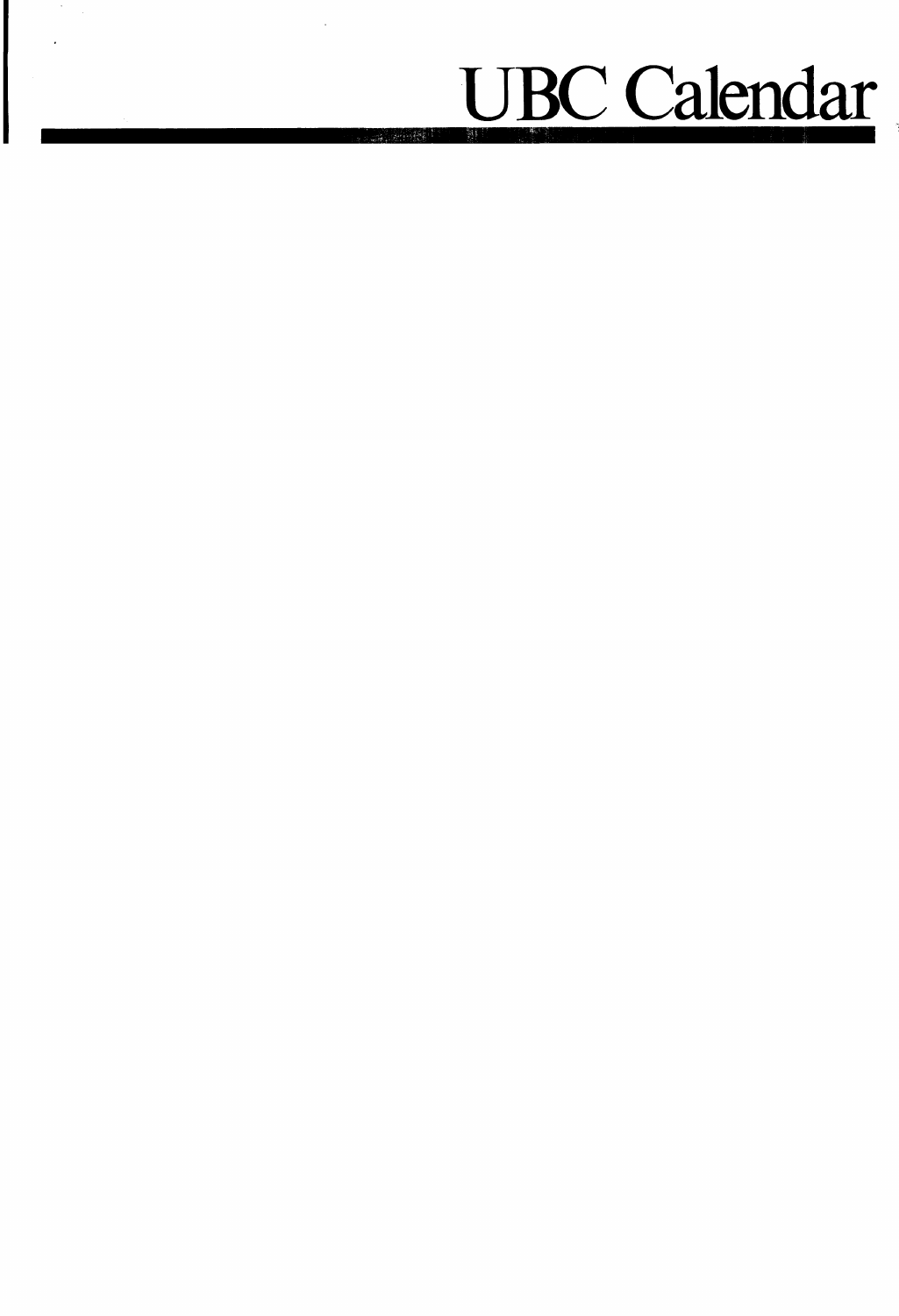# UBC Calendar